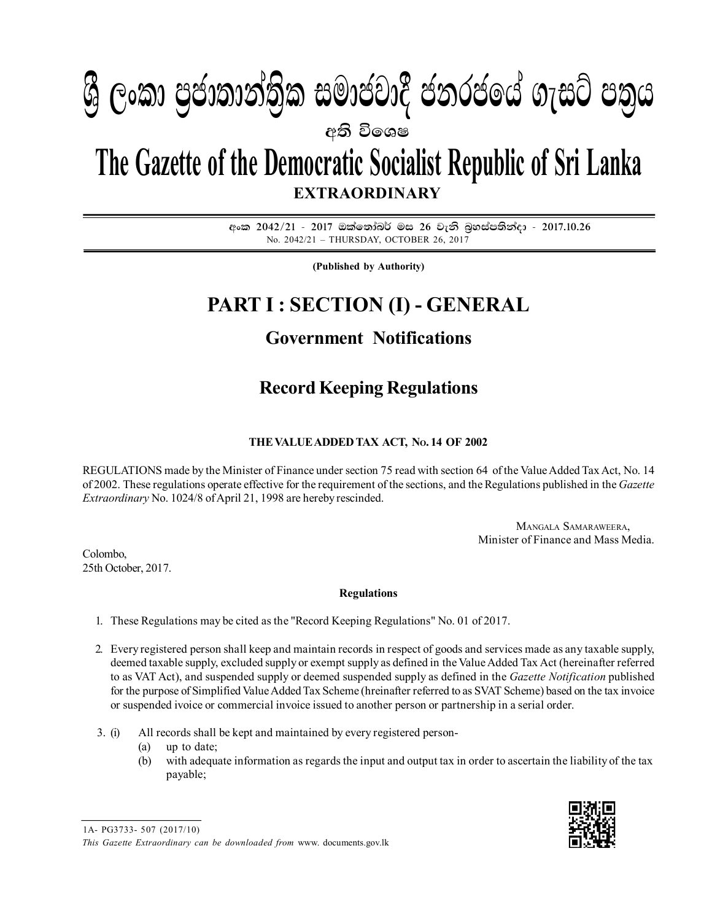# ශ්‍රී ලංකා ප්‍රජාතාන්ත්‍රික සමාජවාදී ජනරජයේ ගැසට් පත්‍රය

**අති විශෙෂ**

# The Gazette of the Democratic Socialist Republic of Sri Lanka

**EXTRAORDINARY**

**අංක 2042/21 - 2017 ඔක්තෝබර් මස 26 වැනි බ්‍රහස්පතින්දා - 2017.10.26**

No. 2042/21 – THURSDAY, OCTOBER 26, 2017

**(Published by Authority)**

# PART I : SECTION (I) - GENERAL

## Government Notifications

## Record Keeping Regulations

**THE VALUE ADDED TAX ACT, No. 14 OF 2002**

REGULATIONS made by the Minister of Finance under section 75 read with section 64 of the Value Added Tax Act, No. 14 of 2002. These regulations operate effective for the requirement of the sections, and the Regulations published in the *Gazette Extraordinary* No. 1024/8 of April 21, 1998 are hereby rescinded.

MANGALA SAMARAWEERA,
Minister of Finance and Mass Media.

Colombo,
25th October, 2017.

**Regulations**

1. These Regulations may be cited as the "Record Keeping Regulations" No. 01 of 2017.

2. Every registered person shall keep and maintain records in respect of goods and services made as any taxable supply, deemed taxable supply, excluded supply or exempt supply as defined in the Value Added Tax Act (hereinafter referred to as VAT Act), and suspended supply or deemed suspended supply as defined in the *Gazette Notification* published for the purpose of Simplified Value Added Tax Scheme (hreinafter referred to as SVAT Scheme) based on the tax invoice or suspended ivoice or commercial invoice issued to another person or partnership in a serial order.

3. (i) All records shall be kept and maintained by every registered person-
   (a) up to date;
   (b) with adequate information as regards the input and output tax in order to ascertain the liability of the tax payable;

1A- PG3733- 507 (2017/10)

*This Gazette Extraordinary can be downloaded from* www. documents.gov.lk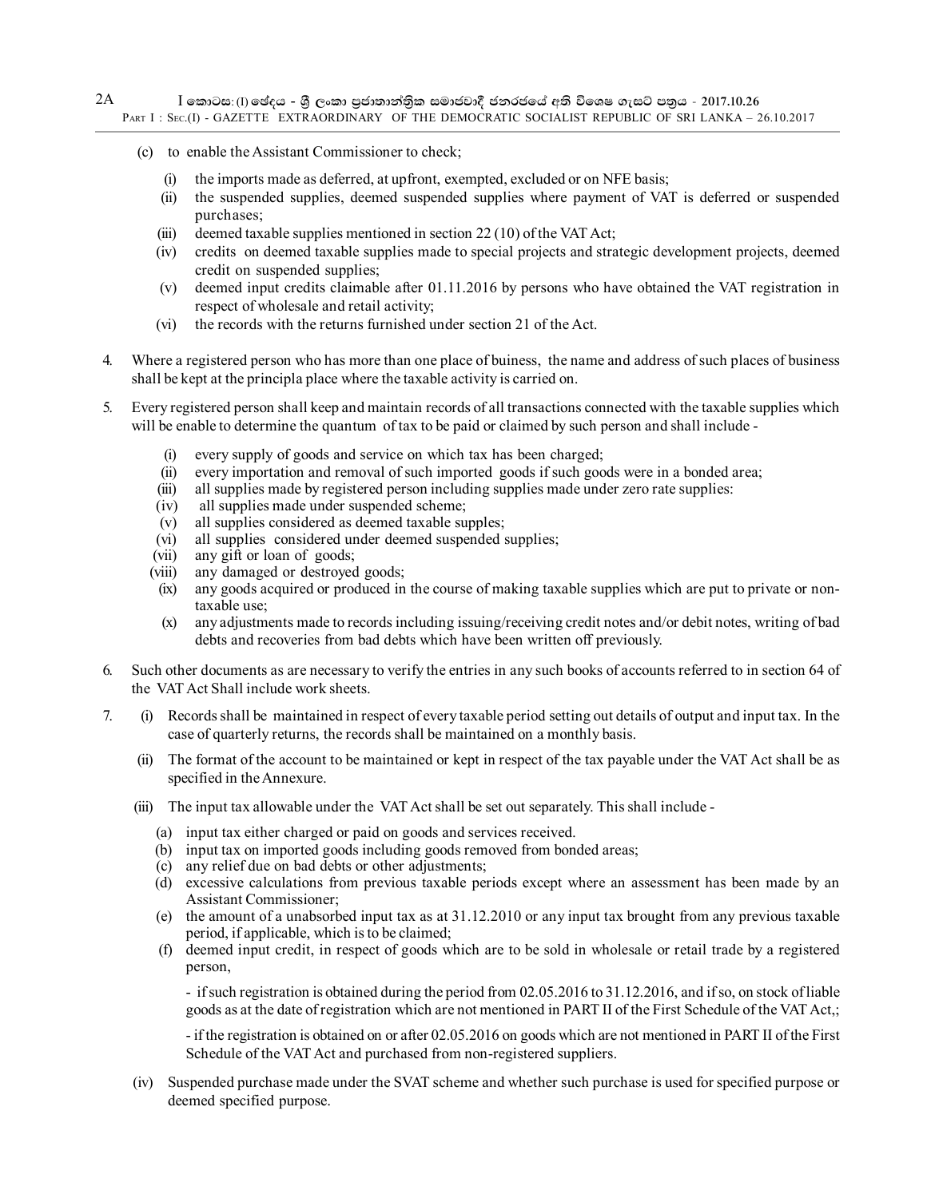(c) to enable the Assistant Commissioner to check;

  (i) the imports made as deferred, at upfront, exempted, excluded or on NFE basis;

  (ii) the suspended supplies, deemed suspended supplies where payment of VAT is deferred or suspended purchases;

  (iii) deemed taxable supplies mentioned in section 22 (10) of the VAT Act;

  (iv) credits on deemed taxable supplies made to special projects and strategic development projects, deemed credit on suspended supplies;

  (v) deemed input credits claimable after 01.11.2016 by persons who have obtained the VAT registration in respect of wholesale and retail activity;

  (vi) the records with the returns furnished under section 21 of the Act.

4. Where a registered person who has more than one place of buiness, the name and address of such places of business shall be kept at the principla place where the taxable activity is carried on.

5. Every registered person shall keep and maintain records of all transactions connected with the taxable supplies which will be enable to determine the quantum of tax to be paid or claimed by such person and shall include -

  (i) every supply of goods and service on which tax has been charged;

  (ii) every importation and removal of such imported goods if such goods were in a bonded area;

  (iii) all supplies made by registered person including supplies made under zero rate supplies:

  (iv) all supplies made under suspended scheme;

  (v) all supplies considered as deemed taxable supples;

  (vi) all supplies considered under deemed suspended supplies;

  (vii) any gift or loan of goods;

  (viii) any damaged or destroyed goods;

  (ix) any goods acquired or produced in the course of making taxable supplies which are put to private or non-taxable use;

  (x) any adjustments made to records including issuing/receiving credit notes and/or debit notes, writing of bad debts and recoveries from bad debts which have been written off previously.

6. Such other documents as are necessary to verify the entries in any such books of accounts referred to in section 64 of the VAT Act Shall include work sheets.

7. (i) Records shall be maintained in respect of every taxable period setting out details of output and input tax. In the case of quarterly returns, the records shall be maintained on a monthly basis.

  (ii) The format of the account to be maintained or kept in respect of the tax payable under the VAT Act shall be as specified in the Annexure.

  (iii) The input tax allowable under the VAT Act shall be set out separately. This shall include -

    (a) input tax either charged or paid on goods and services received.

    (b) input tax on imported goods including goods removed from bonded areas;

    (c) any relief due on bad debts or other adjustments;

    (d) excessive calculations from previous taxable periods except where an assessment has been made by an Assistant Commissioner;

    (e) the amount of a unabsorbed input tax as at 31.12.2010 or any input tax brought from any previous taxable period, if applicable, which is to be claimed;

    (f) deemed input credit, in respect of goods which are to be sold in wholesale or retail trade by a registered person,

    - if such registration is obtained during the period from 02.05.2016 to 31.12.2016, and if so, on stock of liable goods as at the date of registration which are not mentioned in PART II of the First Schedule of the VAT Act,;

    - if the registration is obtained on or after 02.05.2016 on goods which are not mentioned in PART II of the First Schedule of the VAT Act and purchased from non-registered suppliers.

  (iv) Suspended purchase made under the SVAT scheme and whether such purchase is used for specified purpose or deemed specified purpose.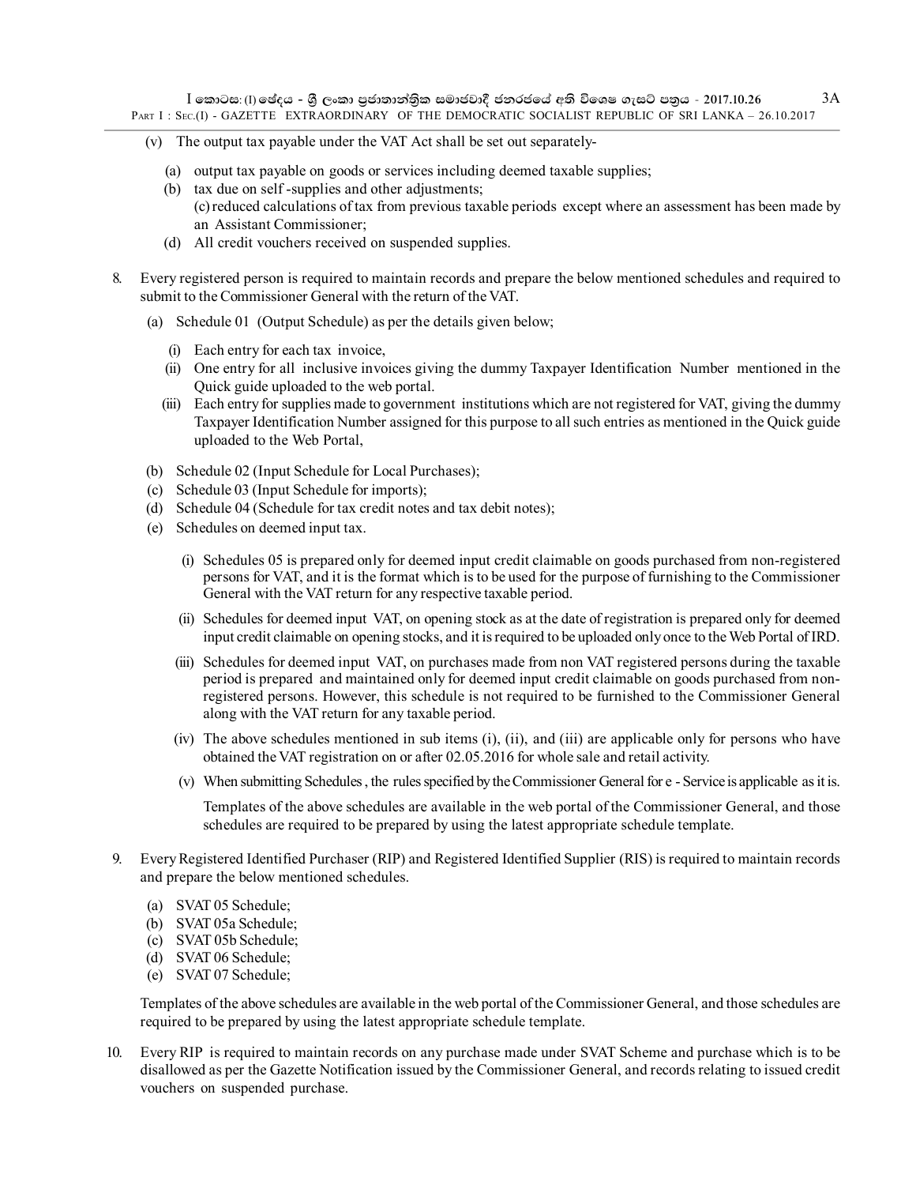(v) The output tax payable under the VAT Act shall be set out separately-

(a) output tax payable on goods or services including deemed taxable supplies;
(b) tax due on self -supplies and other adjustments;
(c) reduced calculations of tax from previous taxable periods except where an assessment has been made by an Assistant Commissioner;
(d) All credit vouchers received on suspended supplies.

8. Every registered person is required to maintain records and prepare the below mentioned schedules and required to submit to the Commissioner General with the return of the VAT.

(a) Schedule 01 (Output Schedule) as per the details given below;

(i) Each entry for each tax invoice,
(ii) One entry for all inclusive invoices giving the dummy Taxpayer Identification Number mentioned in the Quick guide uploaded to the web portal.
(iii) Each entry for supplies made to government institutions which are not registered for VAT, giving the dummy Taxpayer Identification Number assigned for this purpose to all such entries as mentioned in the Quick guide uploaded to the Web Portal,

(b) Schedule 02 (Input Schedule for Local Purchases);
(c) Schedule 03 (Input Schedule for imports);
(d) Schedule 04 (Schedule for tax credit notes and tax debit notes);
(e) Schedules on deemed input tax.

(i) Schedules 05 is prepared only for deemed input credit claimable on goods purchased from non-registered persons for VAT, and it is the format which is to be used for the purpose of furnishing to the Commissioner General with the VAT return for any respective taxable period.

(ii) Schedules for deemed input VAT, on opening stock as at the date of registration is prepared only for deemed input credit claimable on opening stocks, and it is required to be uploaded only once to the Web Portal of IRD.

(iii) Schedules for deemed input VAT, on purchases made from non VAT registered persons during the taxable period is prepared and maintained only for deemed input credit claimable on goods purchased from non-registered persons. However, this schedule is not required to be furnished to the Commissioner General along with the VAT return for any taxable period.

(iv) The above schedules mentioned in sub items (i), (ii), and (iii) are applicable only for persons who have obtained the VAT registration on or after 02.05.2016 for whole sale and retail activity.

(v) When submitting Schedules , the rules specified by the Commissioner General for e - Service is applicable as it is.

Templates of the above schedules are available in the web portal of the Commissioner General, and those schedules are required to be prepared by using the latest appropriate schedule template.

9. Every Registered Identified Purchaser (RIP) and Registered Identified Supplier (RIS) is required to maintain records and prepare the below mentioned schedules.

(a) SVAT 05 Schedule;
(b) SVAT 05a Schedule;
(c) SVAT 05b Schedule;
(d) SVAT 06 Schedule;
(e) SVAT 07 Schedule;

Templates of the above schedules are available in the web portal of the Commissioner General, and those schedules are required to be prepared by using the latest appropriate schedule template.

10. Every RIP is required to maintain records on any purchase made under SVAT Scheme and purchase which is to be disallowed as per the Gazette Notification issued by the Commissioner General, and records relating to issued credit vouchers on suspended purchase.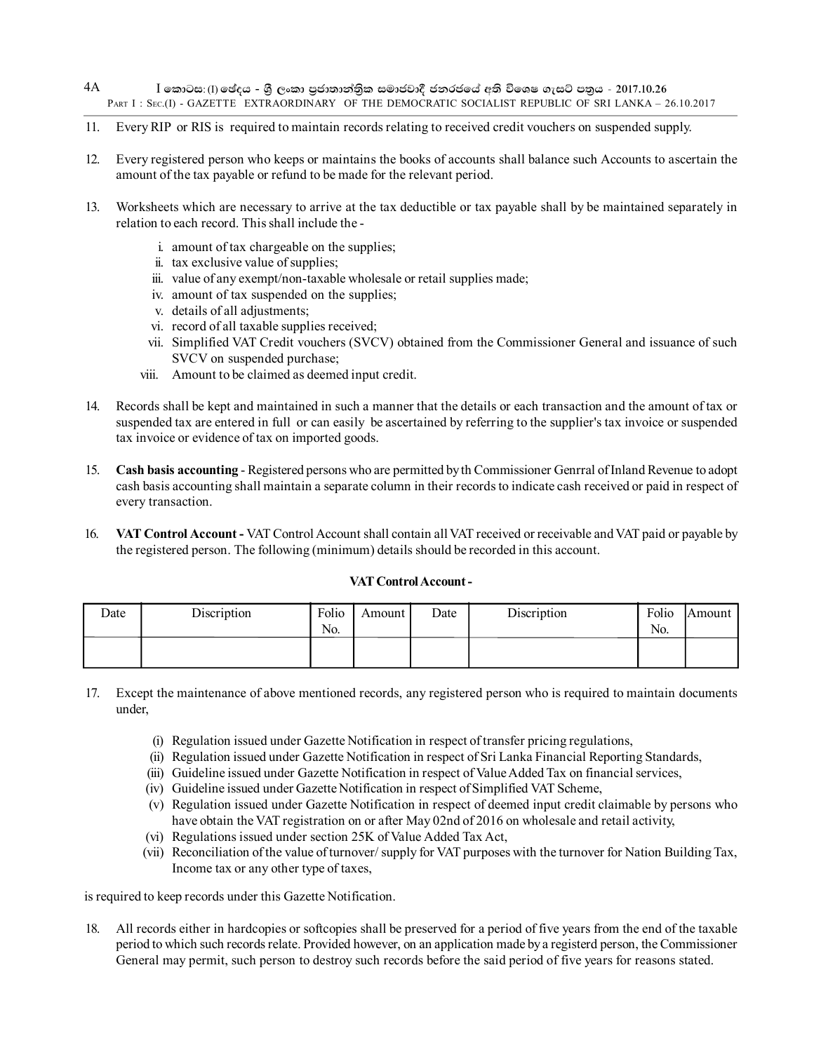11. Every RIP or RIS is required to maintain records relating to received credit vouchers on suspended supply.

12. Every registered person who keeps or maintains the books of accounts shall balance such Accounts to ascertain the amount of the tax payable or refund to be made for the relevant period.

13. Worksheets which are necessary to arrive at the tax deductible or tax payable shall by be maintained separately in relation to each record. This shall include the -

    i. amount of tax chargeable on the supplies;
    ii. tax exclusive value of supplies;
    iii. value of any exempt/non-taxable wholesale or retail supplies made;
    iv. amount of tax suspended on the supplies;
    v. details of all adjustments;
    vi. record of all taxable supplies received;
    vii. Simplified VAT Credit vouchers (SVCV) obtained from the Commissioner General and issuance of such SVCV on suspended purchase;
    viii. Amount to be claimed as deemed input credit.

14. Records shall be kept and maintained in such a manner that the details or each transaction and the amount of tax or suspended tax are entered in full or can easily be ascertained by referring to the supplier's tax invoice or suspended tax invoice or evidence of tax on imported goods.

15. **Cash basis accounting** - Registered persons who are permitted by th Commissioner Genrral of Inland Revenue to adopt cash basis accounting shall maintain a separate column in their records to indicate cash received or paid in respect of every transaction.

16. **VAT Control Account -** VAT Control Account shall contain all VAT received or receivable and VAT paid or payable by the registered person. The following (minimum) details should be recorded in this account.

**VAT Control Account -**

| Date | Discription | Folio No. | Amount | Date | Discription | Folio No. | Amount |
|---|---|---|---|---|---|---|---|
| | | | | | | | |

17. Except the maintenance of above mentioned records, any registered person who is required to maintain documents under,

    (i) Regulation issued under Gazette Notification in respect of transfer pricing regulations,
    (ii) Regulation issued under Gazette Notification in respect of Sri Lanka Financial Reporting Standards,
    (iii) Guideline issued under Gazette Notification in respect of Value Added Tax on financial services,
    (iv) Guideline issued under Gazette Notification in respect of Simplified VAT Scheme,
    (v) Regulation issued under Gazette Notification in respect of deemed input credit claimable by persons who have obtain the VAT registration on or after May 02nd of 2016 on wholesale and retail activity,
    (vi) Regulations issued under section 25K of Value Added Tax Act,
    (vii) Reconciliation of the value of turnover/ supply for VAT purposes with the turnover for Nation Building Tax, Income tax or any other type of taxes,

is required to keep records under this Gazette Notification.

18. All records either in hardcopies or softcopies shall be preserved for a period of five years from the end of the taxable period to which such records relate. Provided however, on an application made by a registerd person, the Commissioner General may permit, such person to destroy such records before the said period of five years for reasons stated.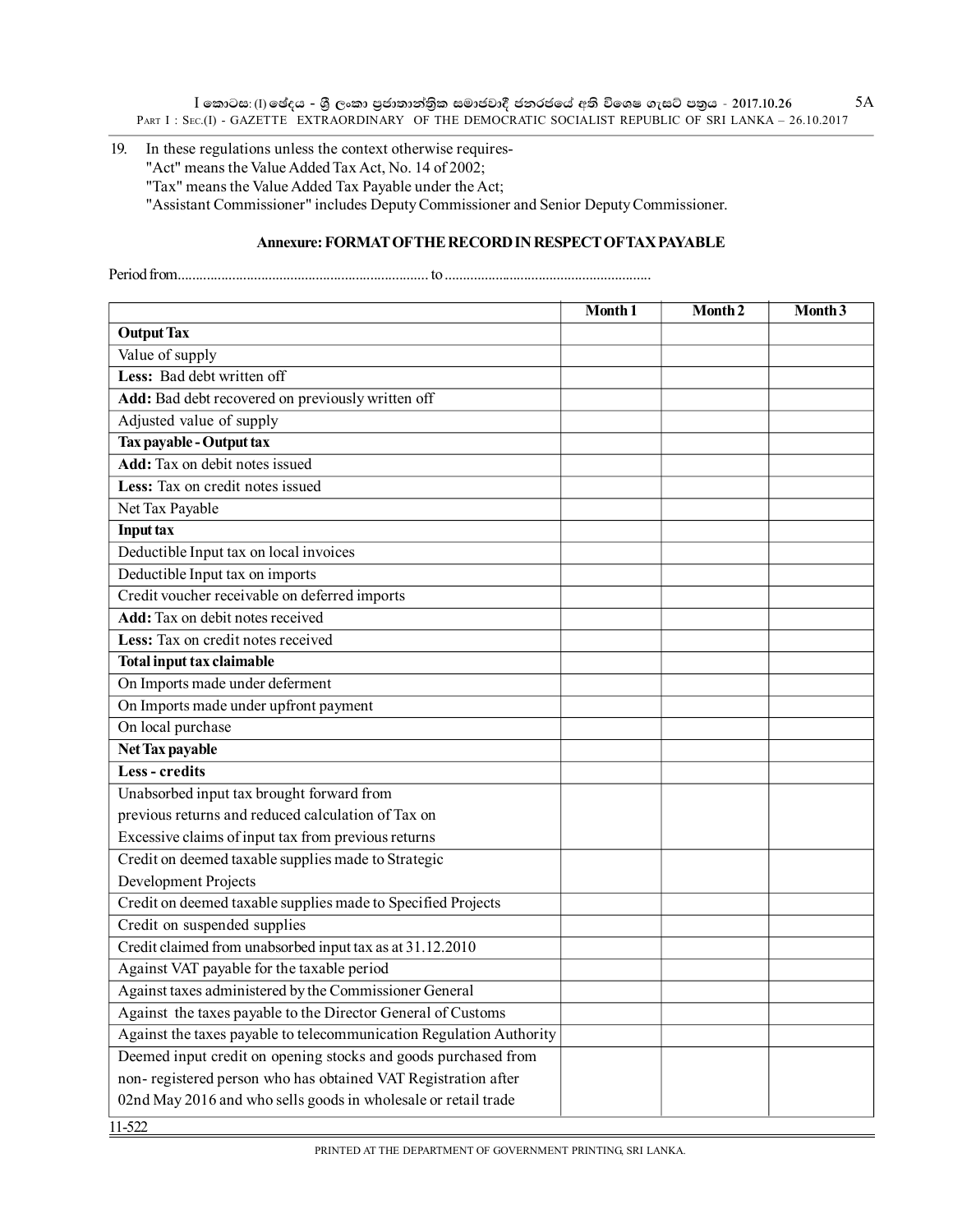19. In these regulations unless the context otherwise requires-
    "Act" means the Value Added Tax Act, No. 14 of 2002;
    "Tax" means the Value Added Tax Payable under the Act;
    "Assistant Commissioner" includes Deputy Commissioner and Senior Deputy Commissioner.

**Annexure: FORMAT OF THE RECORD IN RESPECT OF TAX PAYABLE**

Period from.................................................................... to .......................................................

| | Month 1 | Month 2 | Month 3 |
|---|---|---|---|
| **Output Tax** | | | |
| Value of supply | | | |
| **Less:** Bad debt written off | | | |
| **Add:** Bad debt recovered on previously written off | | | |
| Adjusted value of supply | | | |
| **Tax payable - Output tax** | | | |
| **Add:** Tax on debit notes issued | | | |
| **Less:** Tax on credit notes issued | | | |
| Net Tax Payable | | | |
| **Input tax** | | | |
| Deductible Input tax on local invoices | | | |
| Deductible Input tax on imports | | | |
| Credit voucher receivable on deferred imports | | | |
| **Add:** Tax on debit notes received | | | |
| **Less:** Tax on credit notes received | | | |
| **Total input tax claimable** | | | |
| On Imports made under deferment | | | |
| On Imports made under upfront payment | | | |
| On local purchase | | | |
| **Net Tax payable** | | | |
| **Less - credits** | | | |
| Unabsorbed input tax brought forward from previous returns and reduced calculation of Tax on Excessive claims of input tax from previous returns | | | |
| Credit on deemed taxable supplies made to Strategic Development Projects | | | |
| Credit on deemed taxable supplies made to Specified Projects | | | |
| Credit on suspended supplies | | | |
| Credit claimed from unabsorbed input tax as at 31.12.2010 | | | |
| Against VAT payable for the taxable period | | | |
| Against taxes administered by the Commissioner General | | | |
| Against the taxes payable to the Director General of Customs | | | |
| Against the taxes payable to telecommunication Regulation Authority | | | |
| Deemed input credit on opening stocks and goods purchased from non- registered person who has obtained VAT Registration after 02nd May 2016 and who sells goods in wholesale or retail trade | | | |

11-522